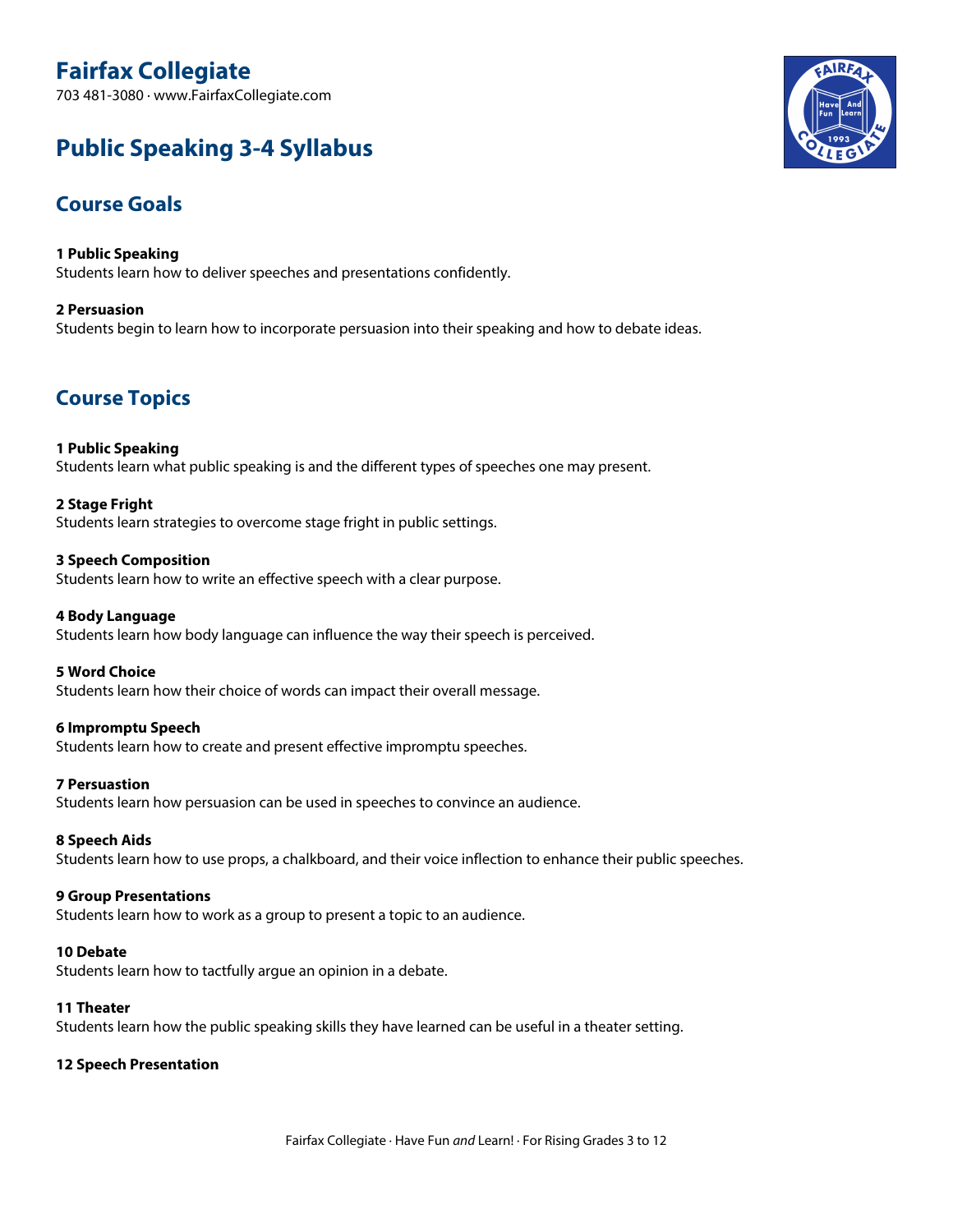# Fairfax Collegiate

703 481-3080 · www.FairfaxCollegiate.com

# Public Speaking 3-4 Syllabus

## Course Goals

**1 Public Speaking**
Students learn how to deliver speeches and presentations confidently.

**2 Persuasion**
Students begin to learn how to incorporate persuasion into their speaking and how to debate ideas.

## Course Topics

**1 Public Speaking**
Students learn what public speaking is and the different types of speeches one may present.

**2 Stage Fright**
Students learn strategies to overcome stage fright in public settings.

**3 Speech Composition**
Students learn how to write an effective speech with a clear purpose.

**4 Body Language**
Students learn how body language can influence the way their speech is perceived.

**5 Word Choice**
Students learn how their choice of words can impact their overall message.

**6 Impromptu Speech**
Students learn how to create and present effective impromptu speeches.

**7 Persuastion**
Students learn how persuasion can be used in speeches to convince an audience.

**8 Speech Aids**
Students learn how to use props, a chalkboard, and their voice inflection to enhance their public speeches.

**9 Group Presentations**
Students learn how to work as a group to present a topic to an audience.

**10 Debate**
Students learn how to tactfully argue an opinion in a debate.

**11 Theater**
Students learn how the public speaking skills they have learned can be useful in a theater setting.

**12 Speech Presentation**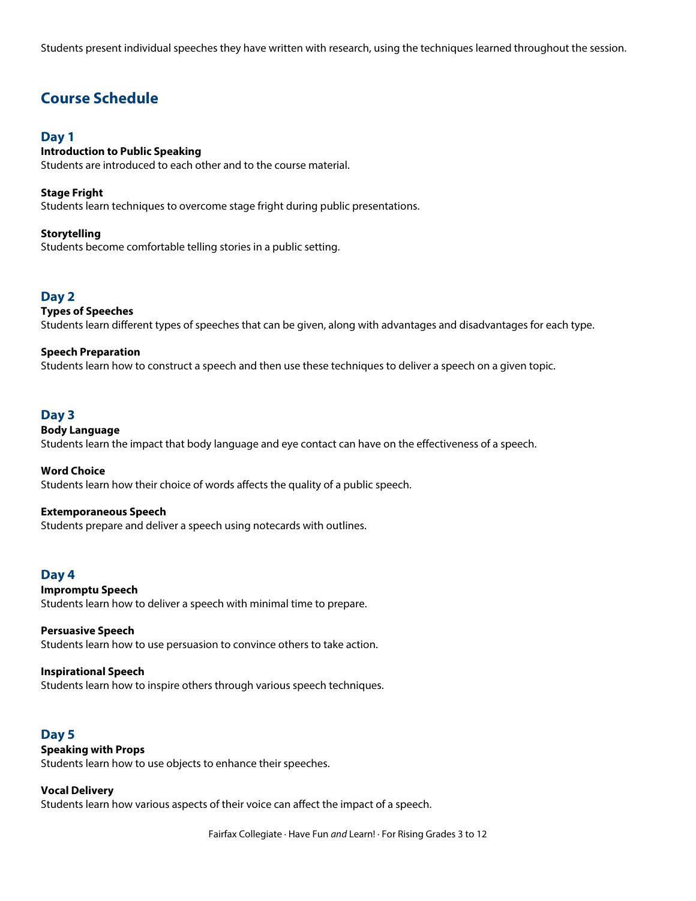Students present individual speeches they have written with research, using the techniques learned throughout the session.

## Course Schedule

### Day 1

**Introduction to Public Speaking**
Students are introduced to each other and to the course material.

**Stage Fright**
Students learn techniques to overcome stage fright during public presentations.

**Storytelling**
Students become comfortable telling stories in a public setting.

### Day 2

**Types of Speeches**
Students learn different types of speeches that can be given, along with advantages and disadvantages for each type.

**Speech Preparation**
Students learn how to construct a speech and then use these techniques to deliver a speech on a given topic.

### Day 3

**Body Language**
Students learn the impact that body language and eye contact can have on the effectiveness of a speech.

**Word Choice**
Students learn how their choice of words affects the quality of a public speech.

**Extemporaneous Speech**
Students prepare and deliver a speech using notecards with outlines.

### Day 4

**Impromptu Speech**
Students learn how to deliver a speech with minimal time to prepare.

**Persuasive Speech**
Students learn how to use persuasion to convince others to take action.

**Inspirational Speech**
Students learn how to inspire others through various speech techniques.

### Day 5

**Speaking with Props**
Students learn how to use objects to enhance their speeches.

**Vocal Delivery**
Students learn how various aspects of their voice can affect the impact of a speech.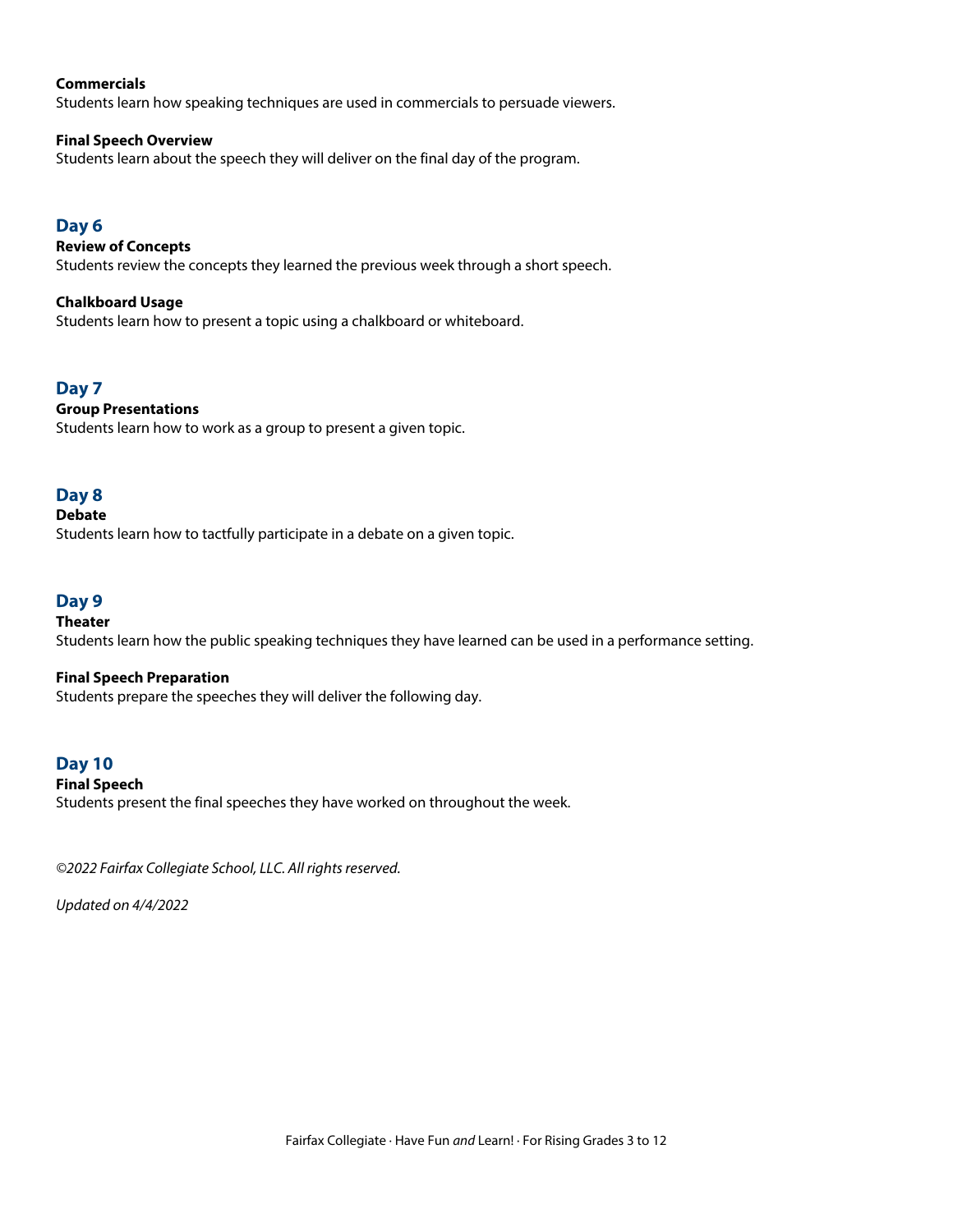**Commercials**
Students learn how speaking techniques are used in commercials to persuade viewers.

**Final Speech Overview**
Students learn about the speech they will deliver on the final day of the program.

## Day 6

**Review of Concepts**
Students review the concepts they learned the previous week through a short speech.

**Chalkboard Usage**
Students learn how to present a topic using a chalkboard or whiteboard.

## Day 7

**Group Presentations**
Students learn how to work as a group to present a given topic.

## Day 8

**Debate**
Students learn how to tactfully participate in a debate on a given topic.

## Day 9

**Theater**
Students learn how the public speaking techniques they have learned can be used in a performance setting.

**Final Speech Preparation**
Students prepare the speeches they will deliver the following day.

## Day 10

**Final Speech**
Students present the final speeches they have worked on throughout the week.

*©2022 Fairfax Collegiate School, LLC. All rights reserved.*

*Updated on 4/4/2022*